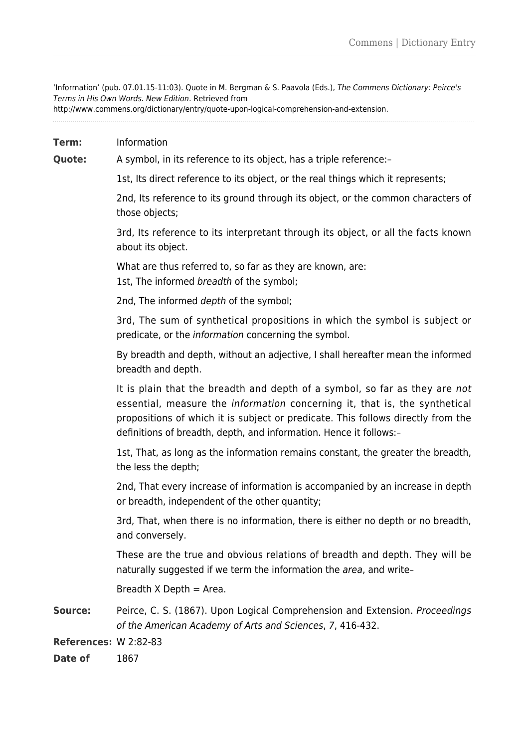‘Information’ (pub. 07.01.15-11:03). Quote in M. Bergman & S. Paavola (Eds.), *The Commens Dictionary: Peirce's Terms in His Own Words. New Edition*. Retrieved from http://www.commens.org/dictionary/entry/quote-upon-logical-comprehension-and-extension.

---

**Term:** Information

**Quote:** A symbol, in its reference to its object, has a triple reference:–

1st, Its direct reference to its object, or the real things which it represents;

2nd, Its reference to its ground through its object, or the common characters of those objects;

3rd, Its reference to its interpretant through its object, or all the facts known about its object.

What are thus referred to, so far as they are known, are:
1st, The informed *breadth* of the symbol;

2nd, The informed *depth* of the symbol;

3rd, The sum of synthetical propositions in which the symbol is subject or predicate, or the *information* concerning the symbol.

By breadth and depth, without an adjective, I shall hereafter mean the informed breadth and depth.

It is plain that the breadth and depth of a symbol, so far as they are *not* essential, measure the *information* concerning it, that is, the synthetical propositions of which it is subject or predicate. This follows directly from the definitions of breadth, depth, and information. Hence it follows:–

1st, That, as long as the information remains constant, the greater the breadth, the less the depth;

2nd, That every increase of information is accompanied by an increase in depth or breadth, independent of the other quantity;

3rd, That, when there is no information, there is either no depth or no breadth, and conversely.

These are the true and obvious relations of breadth and depth. They will be naturally suggested if we term the information the *area*, and write–

Breadth X Depth = Area.

**Source:** Peirce, C. S. (1867). Upon Logical Comprehension and Extension. *Proceedings of the American Academy of Arts and Sciences*, *7*, 416-432.

**References:** W 2:82-83

**Date of** 1867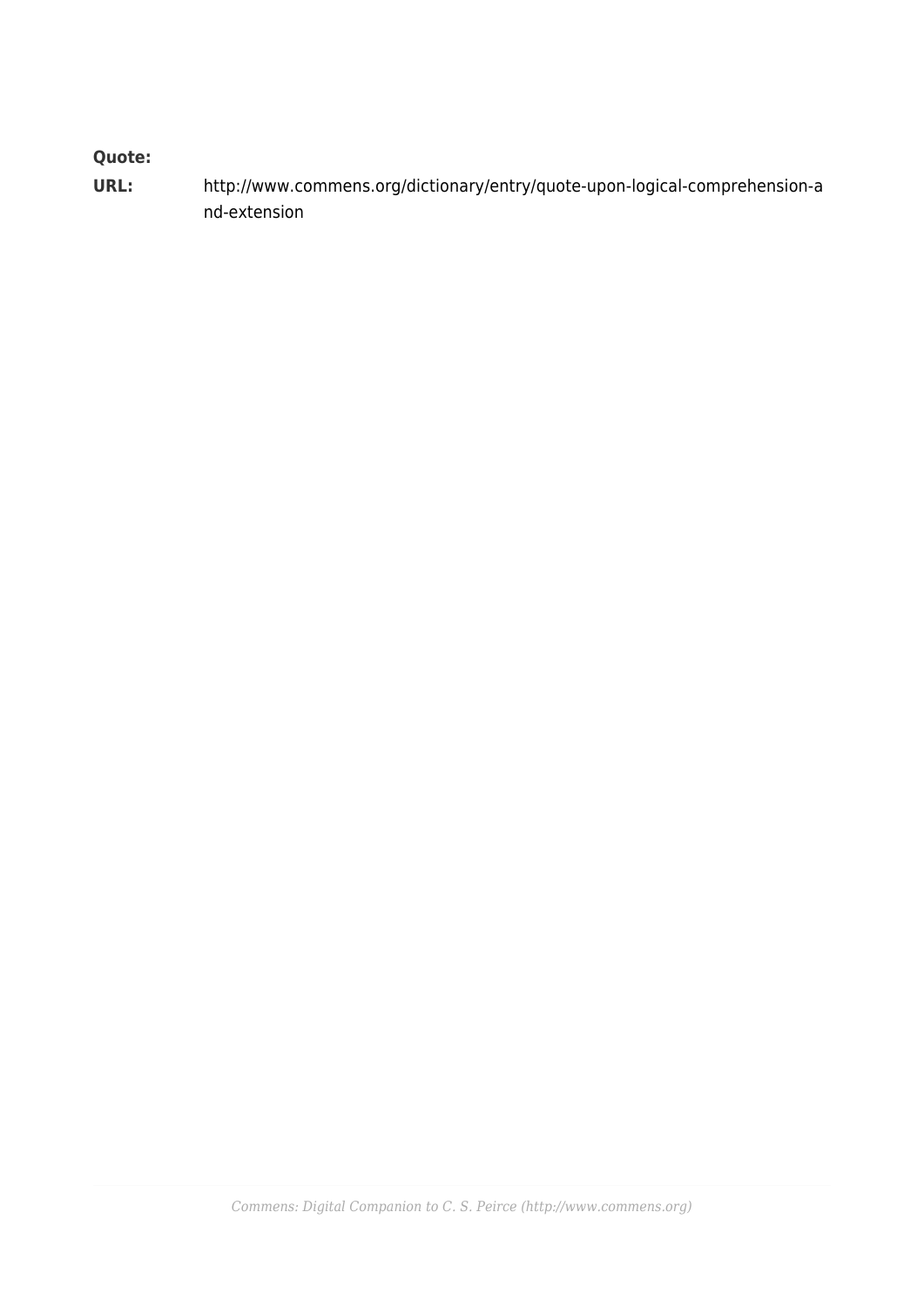**Quote:**

**URL:** http://www.commens.org/dictionary/entry/quote-upon-logical-comprehension-and-extension